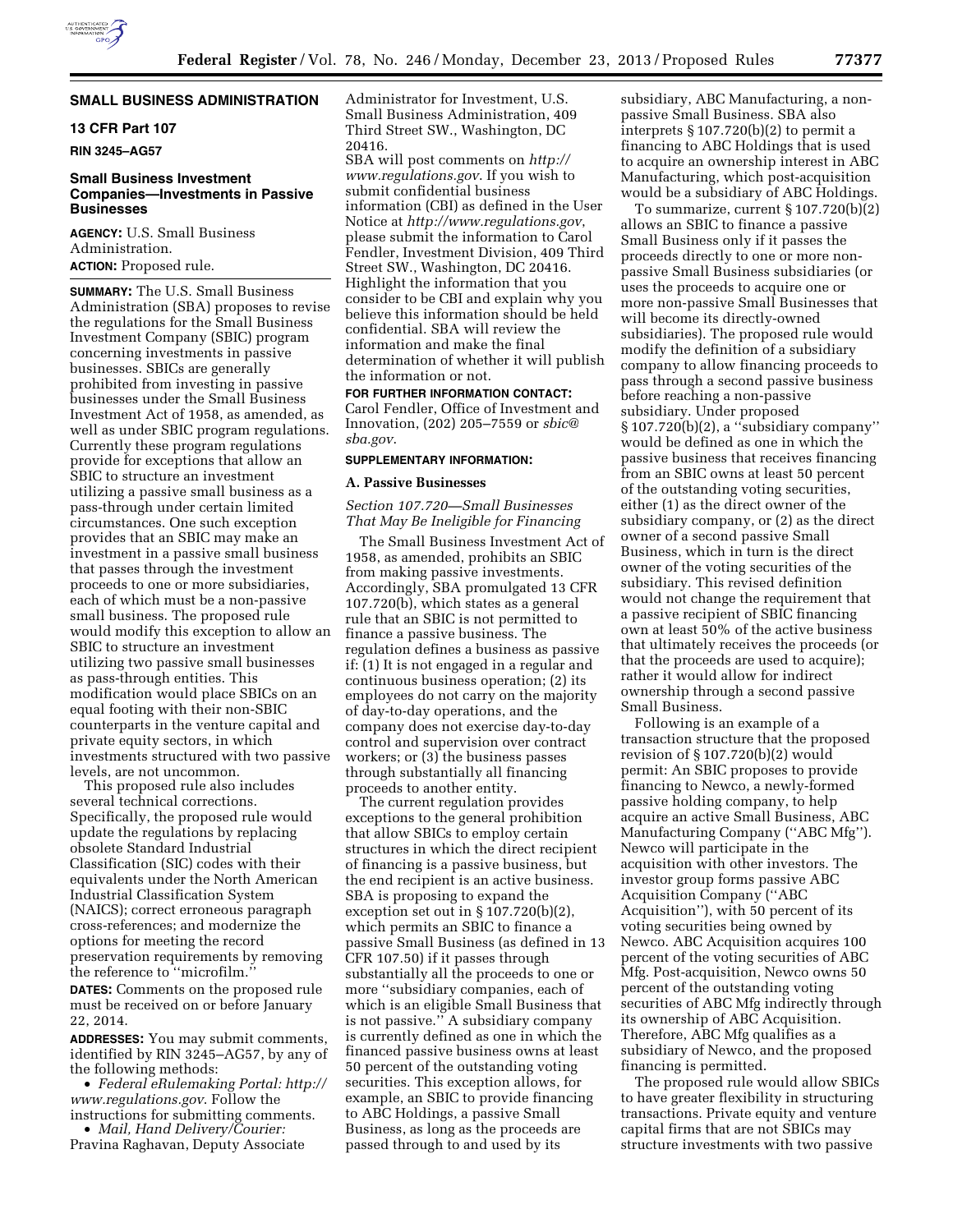## SMALL BUSINESS ADMINISTRATION

### 13 CFR Part 107

**RIN 3245–AG57**

### Small Business Investment Companies—Investments in Passive Businesses

**AGENCY:** U.S. Small Business Administration.

**ACTION:** Proposed rule.

**SUMMARY:** The U.S. Small Business Administration (SBA) proposes to revise the regulations for the Small Business Investment Company (SBIC) program concerning investments in passive businesses. SBICs are generally prohibited from investing in passive businesses under the Small Business Investment Act of 1958, as amended, as well as under SBIC program regulations. Currently these program regulations provide for exceptions that allow an SBIC to structure an investment utilizing a passive small business as a pass-through under certain limited circumstances. One such exception provides that an SBIC may make an investment in a passive small business that passes through the investment proceeds to one or more subsidiaries, each of which must be a non-passive small business. The proposed rule would modify this exception to allow an SBIC to structure an investment utilizing two passive small businesses as pass-through entities. This modification would place SBICs on an equal footing with their non-SBIC counterparts in the venture capital and private equity sectors, in which investments structured with two passive levels, are not uncommon.

This proposed rule also includes several technical corrections. Specifically, the proposed rule would update the regulations by replacing obsolete Standard Industrial Classification (SIC) codes with their equivalents under the North American Industrial Classification System (NAICS); correct erroneous paragraph cross-references; and modernize the options for meeting the record preservation requirements by removing the reference to ''microfilm.''

**DATES:** Comments on the proposed rule must be received on or before January 22, 2014.

**ADDRESSES:** You may submit comments, identified by RIN 3245–AG57, by any of the following methods:

- *Federal eRulemaking Portal: http://www.regulations.gov*. Follow the instructions for submitting comments.
- *Mail, Hand Delivery/Courier:* Pravina Raghavan, Deputy Associate Administrator for Investment, U.S. Small Business Administration, 409 Third Street SW., Washington, DC 20416.

SBA will post comments on *http://www.regulations.gov*. If you wish to submit confidential business information (CBI) as defined in the User Notice at *http://www.regulations.gov*, please submit the information to Carol Fendler, Investment Division, 409 Third Street SW., Washington, DC 20416. Highlight the information that you consider to be CBI and explain why you believe this information should be held confidential. SBA will review the information and make the final determination of whether it will publish the information or not.

**FOR FURTHER INFORMATION CONTACT:** Carol Fendler, Office of Investment and Innovation, (202) 205–7559 or *sbic@sba.gov*.

**SUPPLEMENTARY INFORMATION:**

**A. Passive Businesses**

*Section 107.720—Small Businesses That May Be Ineligible for Financing*

The Small Business Investment Act of 1958, as amended, prohibits an SBIC from making passive investments. Accordingly, SBA promulgated 13 CFR 107.720(b), which states as a general rule that an SBIC is not permitted to finance a passive business. The regulation defines a business as passive if: (1) It is not engaged in a regular and continuous business operation; (2) its employees do not carry on the majority of day-to-day operations, and the company does not exercise day-to-day control and supervision over contract workers; or (3) the business passes through substantially all financing proceeds to another entity.

The current regulation provides exceptions to the general prohibition that allow SBICs to employ certain structures in which the direct recipient of financing is a passive business, but the end recipient is an active business. SBA is proposing to expand the exception set out in § 107.720(b)(2), which permits an SBIC to finance a passive Small Business (as defined in 13 CFR 107.50) if it passes through substantially all the proceeds to one or more ''subsidiary companies, each of which is an eligible Small Business that is not passive.'' A subsidiary company is currently defined as one in which the financed passive business owns at least 50 percent of the outstanding voting securities. This exception allows, for example, an SBIC to provide financing to ABC Holdings, a passive Small Business, as long as the proceeds are passed through to and used by its subsidiary, ABC Manufacturing, a non-passive Small Business. SBA also interprets § 107.720(b)(2) to permit a financing to ABC Holdings that is used to acquire an ownership interest in ABC Manufacturing, which post-acquisition would be a subsidiary of ABC Holdings.

To summarize, current § 107.720(b)(2) allows an SBIC to finance a passive Small Business only if it passes the proceeds directly to one or more non-passive Small Business subsidiaries (or uses the proceeds to acquire one or more non-passive Small Businesses that will become its directly-owned subsidiaries). The proposed rule would modify the definition of a subsidiary company to allow financing proceeds to pass through a second passive business before reaching a non-passive subsidiary. Under proposed § 107.720(b)(2), a ''subsidiary company'' would be defined as one in which the passive business that receives financing from an SBIC owns at least 50 percent of the outstanding voting securities, either (1) as the direct owner of the subsidiary company, or (2) as the direct owner of a second passive Small Business, which in turn is the direct owner of the voting securities of the subsidiary. This revised definition would not change the requirement that a passive recipient of SBIC financing own at least 50% of the active business that ultimately receives the proceeds (or that the proceeds are used to acquire); rather it would allow for indirect ownership through a second passive Small Business.

Following is an example of a transaction structure that the proposed revision of § 107.720(b)(2) would permit: An SBIC proposes to provide financing to Newco, a newly-formed passive holding company, to help acquire an active Small Business, ABC Manufacturing Company (''ABC Mfg''). Newco will participate in the acquisition with other investors. The investor group forms passive ABC Acquisition Company (''ABC Acquisition''), with 50 percent of its voting securities being owned by Newco. ABC Acquisition acquires 100 percent of the voting securities of ABC Mfg. Post-acquisition, Newco owns 50 percent of the outstanding voting securities of ABC Mfg indirectly through its ownership of ABC Acquisition. Therefore, ABC Mfg qualifies as a subsidiary of Newco, and the proposed financing is permitted.

The proposed rule would allow SBICs to have greater flexibility in structuring transactions. Private equity and venture capital firms that are not SBICs may structure investments with two passive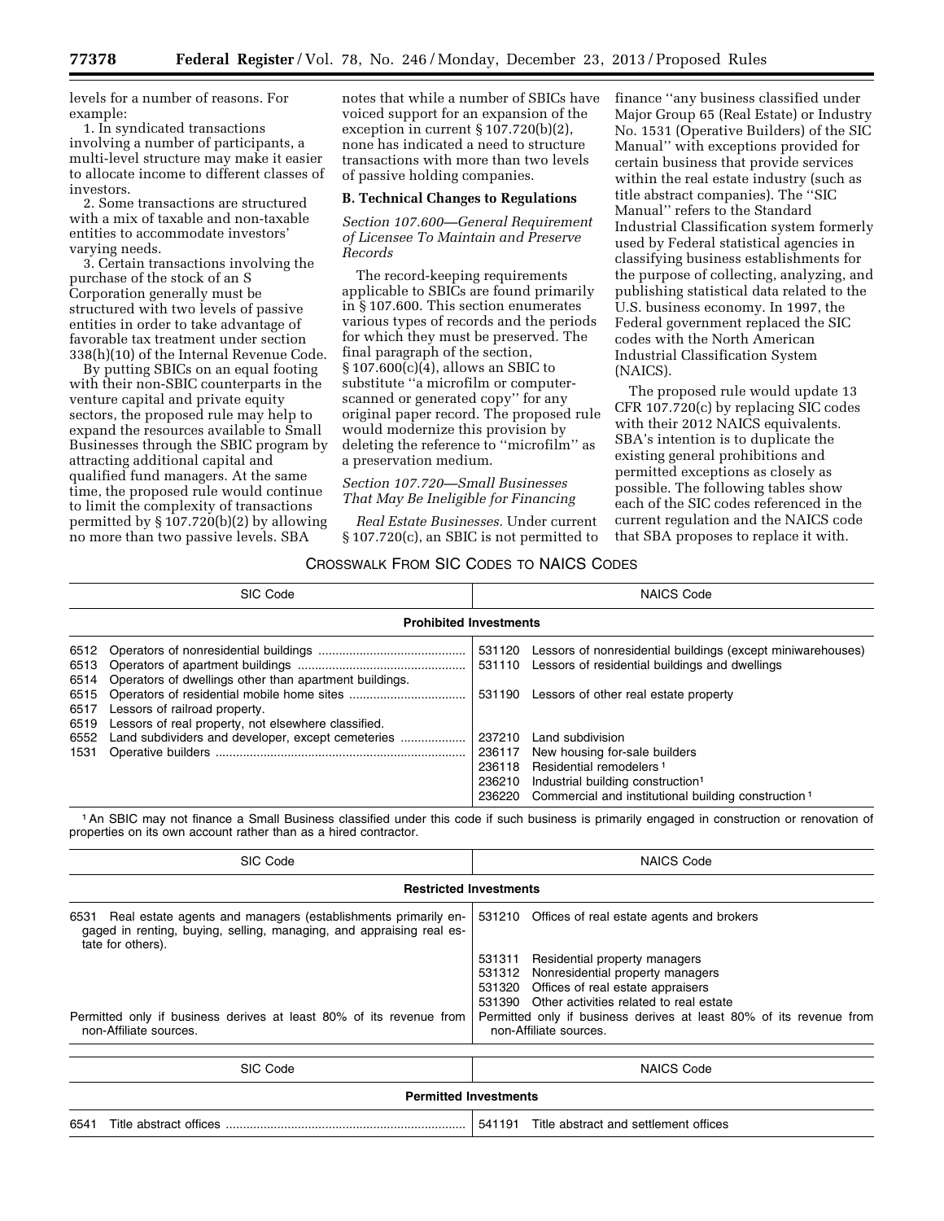levels for a number of reasons. For example:

1. In syndicated transactions involving a number of participants, a multi-level structure may make it easier to allocate income to different classes of investors.

2. Some transactions are structured with a mix of taxable and non-taxable entities to accommodate investors' varying needs.

3. Certain transactions involving the purchase of the stock of an S Corporation generally must be structured with two levels of passive entities in order to take advantage of favorable tax treatment under section 338(h)(10) of the Internal Revenue Code.

By putting SBICs on an equal footing with their non-SBIC counterparts in the venture capital and private equity sectors, the proposed rule may help to expand the resources available to Small Businesses through the SBIC program by attracting additional capital and qualified fund managers. At the same time, the proposed rule would continue to limit the complexity of transactions permitted by § 107.720(b)(2) by allowing no more than two passive levels. SBA notes that while a number of SBICs have voiced support for an expansion of the exception in current § 107.720(b)(2), none has indicated a need to structure transactions with more than two levels of passive holding companies.

### B. Technical Changes to Regulations

*Section 107.600—General Requirement of Licensee To Maintain and Preserve Records*

The record-keeping requirements applicable to SBICs are found primarily in § 107.600. This section enumerates various types of records and the periods for which they must be preserved. The final paragraph of the section, § 107.600(c)(4), allows an SBIC to substitute ''a microfilm or computer-scanned or generated copy'' for any original paper record. The proposed rule would modernize this provision by deleting the reference to ''microfilm'' as a preservation medium.

*Section 107.720—Small Businesses That May Be Ineligible for Financing*

*Real Estate Businesses.* Under current § 107.720(c), an SBIC is not permitted to finance ''any business classified under Major Group 65 (Real Estate) or Industry No. 1531 (Operative Builders) of the SIC Manual'' with exceptions provided for certain business that provide services within the real estate industry (such as title abstract companies). The ''SIC Manual'' refers to the Standard Industrial Classification system formerly used by Federal statistical agencies in classifying business establishments for the purpose of collecting, analyzing, and publishing statistical data related to the U.S. business economy. In 1997, the Federal government replaced the SIC codes with the North American Industrial Classification System (NAICS).

The proposed rule would update 13 CFR 107.720(c) by replacing SIC codes with their 2012 NAICS equivalents. SBA's intention is to duplicate the existing general prohibitions and permitted exceptions as closely as possible. The following tables show each of the SIC codes referenced in the current regulation and the NAICS code that SBA proposes to replace it with.

CROSSWALK FROM SIC CODES TO NAICS CODES

| SIC Code | NAICS Code |
|---|---|
| **Prohibited Investments** | |
| 6512 Operators of nonresidential buildings | 531120 Lessors of nonresidential buildings (except miniwarehouses) |
| 6513 Operators of apartment buildings<br>6514 Operators of dwellings other than apartment buildings. | 531110 Lessors of residential buildings and dwellings |
| 6515 Operators of residential mobile home sites<br>6517 Lessors of railroad property.<br>6519 Lessors of real property, not elsewhere classified. | 531190 Lessors of other real estate property |
| 6552 Land subdividers and developer, except cemeteries | 237210 Land subdivision |
| 1531 Operative builders | 236117 New housing for-sale builders<br>236118 Residential remodelers [1]<br>236210 Industrial building construction[1]<br>236220 Commercial and institutional building construction [1] |

[1] An SBIC may not finance a Small Business classified under this code if such business is primarily engaged in construction or renovation of properties on its own account rather than as a hired contractor.

| SIC Code | NAICS Code |
|---|---|
| **Restricted Investments** | |
| 6531 Real estate agents and managers (establishments primarily engaged in renting, buying, selling, managing, and appraising real estate for others). | 531210 Offices of real estate agents and brokers |
| | 531311 Residential property managers<br>531312 Nonresidential property managers<br>531320 Offices of real estate appraisers<br>531390 Other activities related to real estate |
| Permitted only if business derives at least 80% of its revenue from non-Affiliate sources. | Permitted only if business derives at least 80% of its revenue from non-Affiliate sources. |

| SIC Code | NAICS Code |
|---|---|
| **Permitted Investments** | |
| 6541 Title abstract offices | 541191 Title abstract and settlement offices |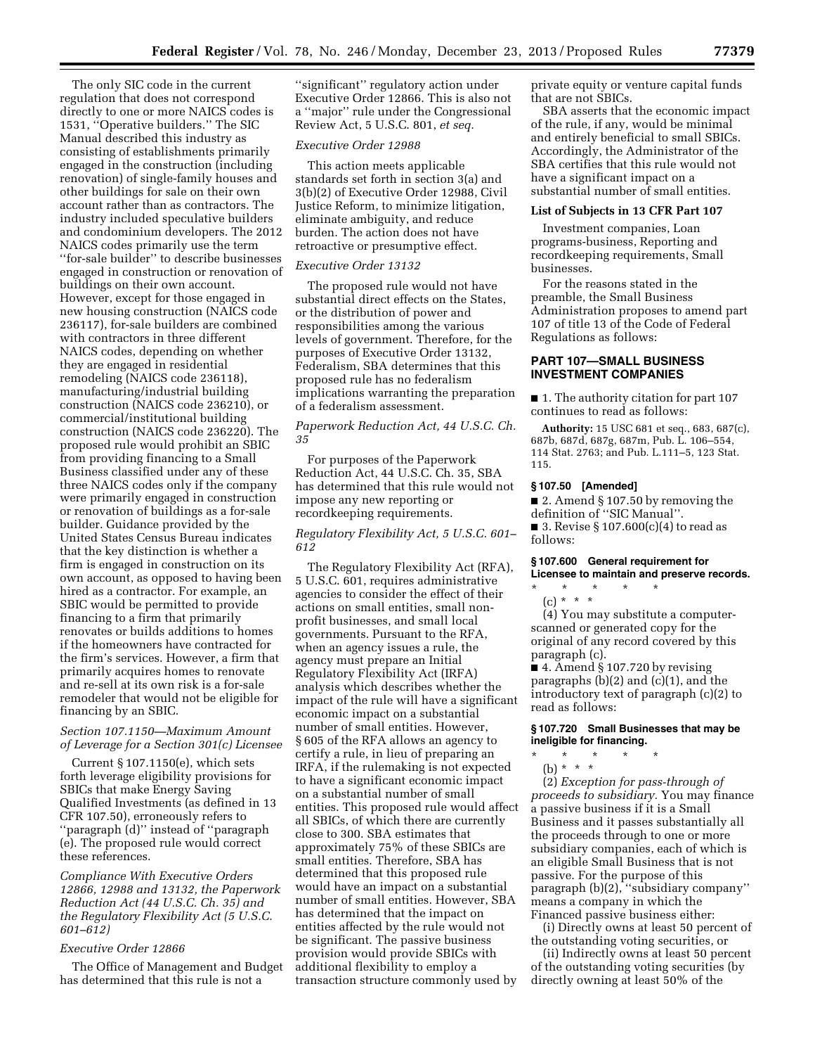The only SIC code in the current regulation that does not correspond directly to one or more NAICS codes is 1531, ''Operative builders.'' The SIC Manual described this industry as consisting of establishments primarily engaged in the construction (including renovation) of single-family houses and other buildings for sale on their own account rather than as contractors. The industry included speculative builders and condominium developers. The 2012 NAICS codes primarily use the term ''for-sale builder'' to describe businesses engaged in construction or renovation of buildings on their own account. However, except for those engaged in new housing construction (NAICS code 236117), for-sale builders are combined with contractors in three different NAICS codes, depending on whether they are engaged in residential remodeling (NAICS code 236118), manufacturing/industrial building construction (NAICS code 236210), or commercial/institutional building construction (NAICS code 236220). The proposed rule would prohibit an SBIC from providing financing to a Small Business classified under any of these three NAICS codes only if the company were primarily engaged in construction or renovation of buildings as a for-sale builder. Guidance provided by the United States Census Bureau indicates that the key distinction is whether a firm is engaged in construction on its own account, as opposed to having been hired as a contractor. For example, an SBIC would be permitted to provide financing to a firm that primarily renovates or builds additions to homes if the homeowners have contracted for the firm's services. However, a firm that primarily acquires homes to renovate and re-sell at its own risk is a for-sale remodeler that would not be eligible for financing by an SBIC.

### *Section 107.1150—Maximum Amount of Leverage for a Section 301(c) Licensee*

Current § 107.1150(e), which sets forth leverage eligibility provisions for SBICs that make Energy Saving Qualified Investments (as defined in 13 CFR 107.50), erroneously refers to ''paragraph (d)'' instead of ''paragraph (e). The proposed rule would correct these references.

### *Compliance With Executive Orders 12866, 12988 and 13132, the Paperwork Reduction Act (44 U.S.C. Ch. 35) and the Regulatory Flexibility Act (5 U.S.C. 601–612)*

### *Executive Order 12866*

The Office of Management and Budget has determined that this rule is not a ''significant'' regulatory action under Executive Order 12866. This is also not a ''major'' rule under the Congressional Review Act, 5 U.S.C. 801, *et seq.*

### *Executive Order 12988*

This action meets applicable standards set forth in section 3(a) and 3(b)(2) of Executive Order 12988, Civil Justice Reform, to minimize litigation, eliminate ambiguity, and reduce burden. The action does not have retroactive or presumptive effect.

### *Executive Order 13132*

The proposed rule would not have substantial direct effects on the States, or the distribution of power and responsibilities among the various levels of government. Therefore, for the purposes of Executive Order 13132, Federalism, SBA determines that this proposed rule has no federalism implications warranting the preparation of a federalism assessment.

### *Paperwork Reduction Act, 44 U.S.C. Ch. 35*

For purposes of the Paperwork Reduction Act, 44 U.S.C. Ch. 35, SBA has determined that this rule would not impose any new reporting or recordkeeping requirements.

### *Regulatory Flexibility Act, 5 U.S.C. 601–612*

The Regulatory Flexibility Act (RFA), 5 U.S.C. 601, requires administrative agencies to consider the effect of their actions on small entities, small non-profit businesses, and small local governments. Pursuant to the RFA, when an agency issues a rule, the agency must prepare an Initial Regulatory Flexibility Act (IRFA) analysis which describes whether the impact of the rule will have a significant economic impact on a substantial number of small entities. However, § 605 of the RFA allows an agency to certify a rule, in lieu of preparing an IRFA, if the rulemaking is not expected to have a significant economic impact on a substantial number of small entities. This proposed rule would affect all SBICs, of which there are currently close to 300. SBA estimates that approximately 75% of these SBICs are small entities. Therefore, SBA has determined that this proposed rule would have an impact on a substantial number of small entities. However, SBA has determined that the impact on entities affected by the rule would not be significant. The passive business provision would provide SBICs with additional flexibility to employ a transaction structure commonly used by private equity or venture capital funds that are not SBICs.

SBA asserts that the economic impact of the rule, if any, would be minimal and entirely beneficial to small SBICs. Accordingly, the Administrator of the SBA certifies that this rule would not have a significant impact on a substantial number of small entities.

### List of Subjects in 13 CFR Part 107

Investment companies, Loan programs-business, Reporting and recordkeeping requirements, Small businesses.

For the reasons stated in the preamble, the Small Business Administration proposes to amend part 107 of title 13 of the Code of Federal Regulations as follows:

## PART 107—SMALL BUSINESS INVESTMENT COMPANIES

■ 1. The authority citation for part 107 continues to read as follows:

**Authority:** 15 USC 681 et seq., 683, 687(c), 687b, 687d, 687g, 687m, Pub. L. 106–554, 114 Stat. 2763; and Pub. L.111–5, 123 Stat. 115.

### § 107.50 [Amended]

■ 2. Amend § 107.50 by removing the definition of ''SIC Manual''.

■ 3. Revise § 107.600(c)(4) to read as follows:

### § 107.600 General requirement for Licensee to maintain and preserve records.

\* \* \* \* \*

(c) \* \* \*

(4) You may substitute a computer-scanned or generated copy for the original of any record covered by this paragraph (c).

■ 4. Amend § 107.720 by revising paragraphs (b)(2) and (c)(1), and the introductory text of paragraph (c)(2) to read as follows:

### § 107.720 Small Businesses that may be ineligible for financing.

\* \* \* \* \*

(b) \* \* \*

(2) *Exception for pass-through of proceeds to subsidiary.* You may finance a passive business if it is a Small Business and it passes substantially all the proceeds through to one or more subsidiary companies, each of which is an eligible Small Business that is not passive. For the purpose of this paragraph (b)(2), ''subsidiary company'' means a company in which the Financed passive business either:

(i) Directly owns at least 50 percent of the outstanding voting securities, or

(ii) Indirectly owns at least 50 percent of the outstanding voting securities (by directly owning at least 50% of the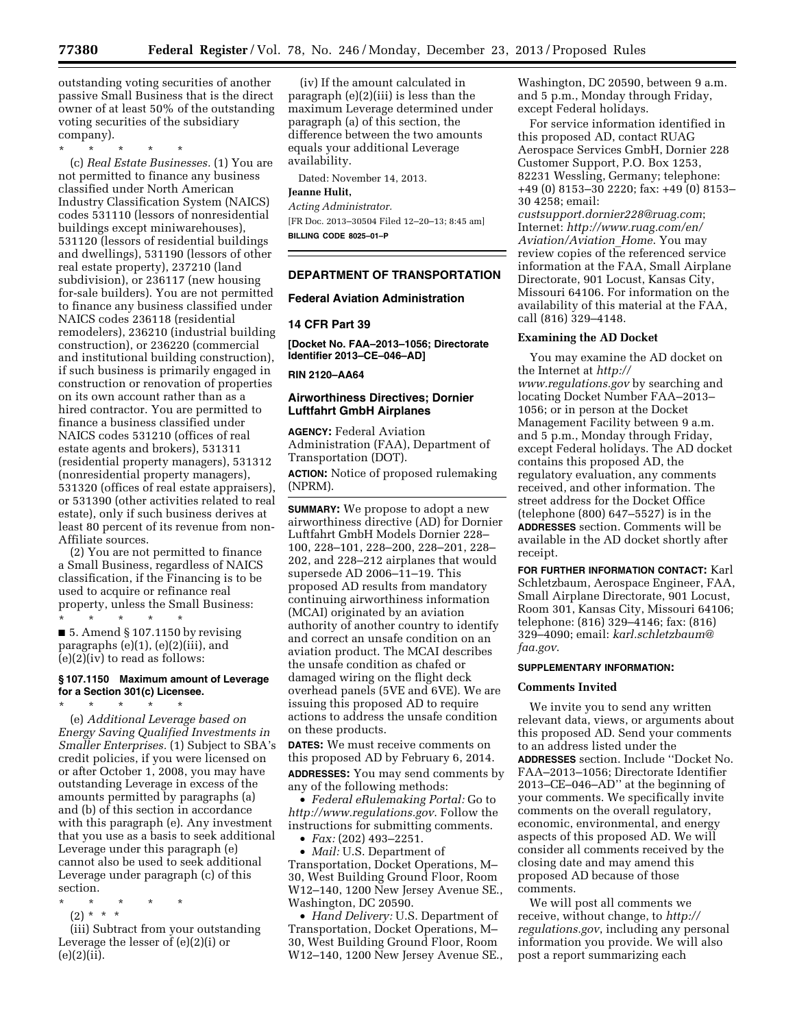outstanding voting securities of another passive Small Business that is the direct owner of at least 50% of the outstanding voting securities of the subsidiary company).

\* \* \* \* \*

(c) *Real Estate Businesses.* (1) You are not permitted to finance any business classified under North American Industry Classification System (NAICS) codes 531110 (lessors of nonresidential buildings except miniwarehouses), 531120 (lessors of residential buildings and dwellings), 531190 (lessors of other real estate property), 237210 (land subdivision), or 236117 (new housing for-sale builders). You are not permitted to finance any business classified under NAICS codes 236118 (residential remodelers), 236210 (industrial building construction), or 236220 (commercial and institutional building construction), if such business is primarily engaged in construction or renovation of properties on its own account rather than as a hired contractor. You are permitted to finance a business classified under NAICS codes 531210 (offices of real estate agents and brokers), 531311 (residential property managers), 531312 (nonresidential property managers), 531320 (offices of real estate appraisers), or 531390 (other activities related to real estate), only if such business derives at least 80 percent of its revenue from non-Affiliate sources.

(2) You are not permitted to finance a Small Business, regardless of NAICS classification, if the Financing is to be used to acquire or refinance real property, unless the Small Business:

\* \* \* \* \*

■ 5. Amend § 107.1150 by revising paragraphs (e)(1), (e)(2)(iii), and (e)(2)(iv) to read as follows:

**§ 107.1150 Maximum amount of Leverage for a Section 301(c) Licensee.**

\* \* \* \* \*

(e) *Additional Leverage based on Energy Saving Qualified Investments in Smaller Enterprises.* (1) Subject to SBA's credit policies, if you were licensed on or after October 1, 2008, you may have outstanding Leverage in excess of the amounts permitted by paragraphs (a) and (b) of this section in accordance with this paragraph (e). Any investment that you use as a basis to seek additional Leverage under this paragraph (e) cannot also be used to seek additional Leverage under paragraph (c) of this section.

\* \* \* \* \*

(2) \* \* \*

(iii) Subtract from your outstanding Leverage the lesser of (e)(2)(i) or (e)(2)(ii).

(iv) If the amount calculated in paragraph (e)(2)(iii) is less than the maximum Leverage determined under paragraph (a) of this section, the difference between the two amounts equals your additional Leverage availability.

Dated: November 14, 2013.

**Jeanne Hulit,**

*Acting Administrator.*

[FR Doc. 2013–30504 Filed 12–20–13; 8:45 am]

**BILLING CODE 8025–01–P**

## DEPARTMENT OF TRANSPORTATION

### Federal Aviation Administration

### 14 CFR Part 39

**[Docket No. FAA–2013–1056; Directorate Identifier 2013–CE–046–AD]**

**RIN 2120–AA64**

### Airworthiness Directives; Dornier Luftfahrt GmbH Airplanes

**AGENCY:** Federal Aviation Administration (FAA), Department of Transportation (DOT).

**ACTION:** Notice of proposed rulemaking (NPRM).

**SUMMARY:** We propose to adopt a new airworthiness directive (AD) for Dornier Luftfahrt GmbH Models Dornier 228–100, 228–101, 228–200, 228–201, 228–202, and 228–212 airplanes that would supersede AD 2006–11–19. This proposed AD results from mandatory continuing airworthiness information (MCAI) originated by an aviation authority of another country to identify and correct an unsafe condition on an aviation product. The MCAI describes the unsafe condition as chafed or damaged wiring on the flight deck overhead panels (5VE and 6VE). We are issuing this proposed AD to require actions to address the unsafe condition on these products.

**DATES:** We must receive comments on this proposed AD by February 6, 2014.

**ADDRESSES:** You may send comments by any of the following methods:

- *Federal eRulemaking Portal:* Go to *http://www.regulations.gov*. Follow the instructions for submitting comments.
- *Fax:* (202) 493–2251.
- *Mail:* U.S. Department of Transportation, Docket Operations, M–30, West Building Ground Floor, Room W12–140, 1200 New Jersey Avenue SE., Washington, DC 20590.
- *Hand Delivery:* U.S. Department of Transportation, Docket Operations, M–30, West Building Ground Floor, Room W12–140, 1200 New Jersey Avenue SE., Washington, DC 20590, between 9 a.m. and 5 p.m., Monday through Friday, except Federal holidays.

For service information identified in this proposed AD, contact RUAG Aerospace Services GmbH, Dornier 228 Customer Support, P.O. Box 1253, 82231 Wessling, Germany; telephone: +49 (0) 8153–30 2220; fax: +49 (0) 8153–30 4258; email: *custsupport.dornier228@ruag.com*; Internet: *http://www.ruag.com/en/Aviation/Aviation_Home*. You may review copies of the referenced service information at the FAA, Small Airplane Directorate, 901 Locust, Kansas City, Missouri 64106. For information on the availability of this material at the FAA, call (816) 329–4148.

**Examining the AD Docket**

You may examine the AD docket on the Internet at *http://www.regulations.gov* by searching and locating Docket Number FAA–2013–1056; or in person at the Docket Management Facility between 9 a.m. and 5 p.m., Monday through Friday, except Federal holidays. The AD docket contains this proposed AD, the regulatory evaluation, any comments received, and other information. The street address for the Docket Office (telephone (800) 647–5527) is in the **ADDRESSES** section. Comments will be available in the AD docket shortly after receipt.

**FOR FURTHER INFORMATION CONTACT:** Karl Schletzbaum, Aerospace Engineer, FAA, Small Airplane Directorate, 901 Locust, Room 301, Kansas City, Missouri 64106; telephone: (816) 329–4146; fax: (816) 329–4090; email: *karl.schletzbaum@faa.gov*.

**SUPPLEMENTARY INFORMATION:**

**Comments Invited**

We invite you to send any written relevant data, views, or arguments about this proposed AD. Send your comments to an address listed under the **ADDRESSES** section. Include ''Docket No. FAA–2013–1056; Directorate Identifier 2013–CE–046–AD'' at the beginning of your comments. We specifically invite comments on the overall regulatory, economic, environmental, and energy aspects of this proposed AD. We will consider all comments received by the closing date and may amend this proposed AD because of those comments.

We will post all comments we receive, without change, to *http://regulations.gov*, including any personal information you provide. We will also post a report summarizing each